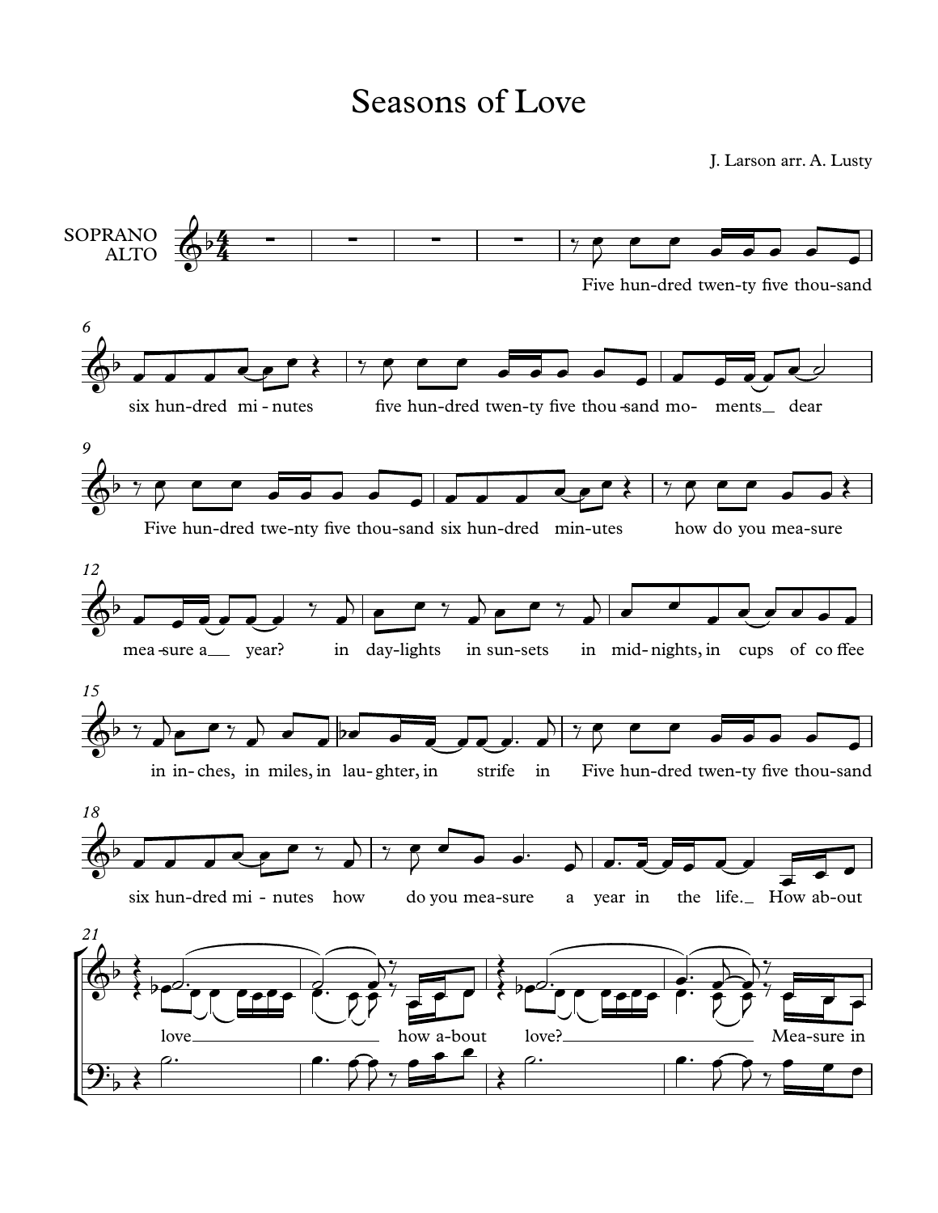# Seasons of Love

J. Larson arr. A. Lusty

SOPRANO
ALTO

Five hun-dred twen-ty five thou-sand

six hun-dred mi-nutes five hun-dred twen-ty five thou-sand mo- ments dear

Five hun-dred twe-nty five thou-sand six hun-dred min-utes how do you mea-sure

mea-sure a year? in day-lights in sun-sets in mid-nights, in cups of co ffee

in in-ches, in miles, in lau-ghter, in strife in Five hun-dred twen-ty five thou-sand

six hun-dred mi-nutes how do you mea-sure a year in the life. How ab-out

love how a-bout love? Mea-sure in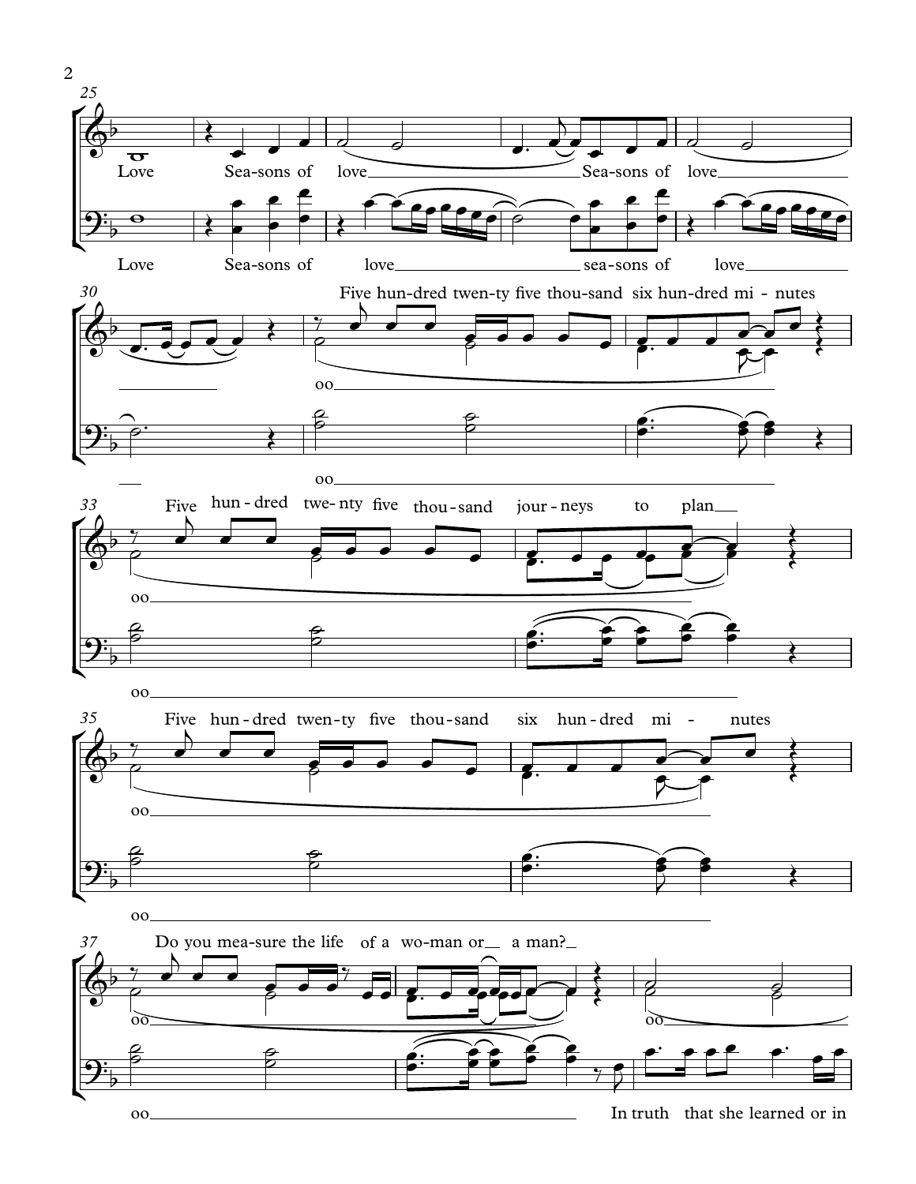25

Love Sea-sons of love Sea-sons of love

Love Sea-sons of love sea-sons of love

30

Five hun-dred twen-ty five thou-sand six hun-dred mi - nutes

oo

oo

33

Five hun - dred twe- nty five thou-sand jour - neys to plan

oo

oo

35

Five hun - dred twen - ty five thou - sand six hun - dred mi - nutes

oo

oo

37

Do you mea-sure the life of a wo-man or a man?

oo

oo

oo In truth that she learned or in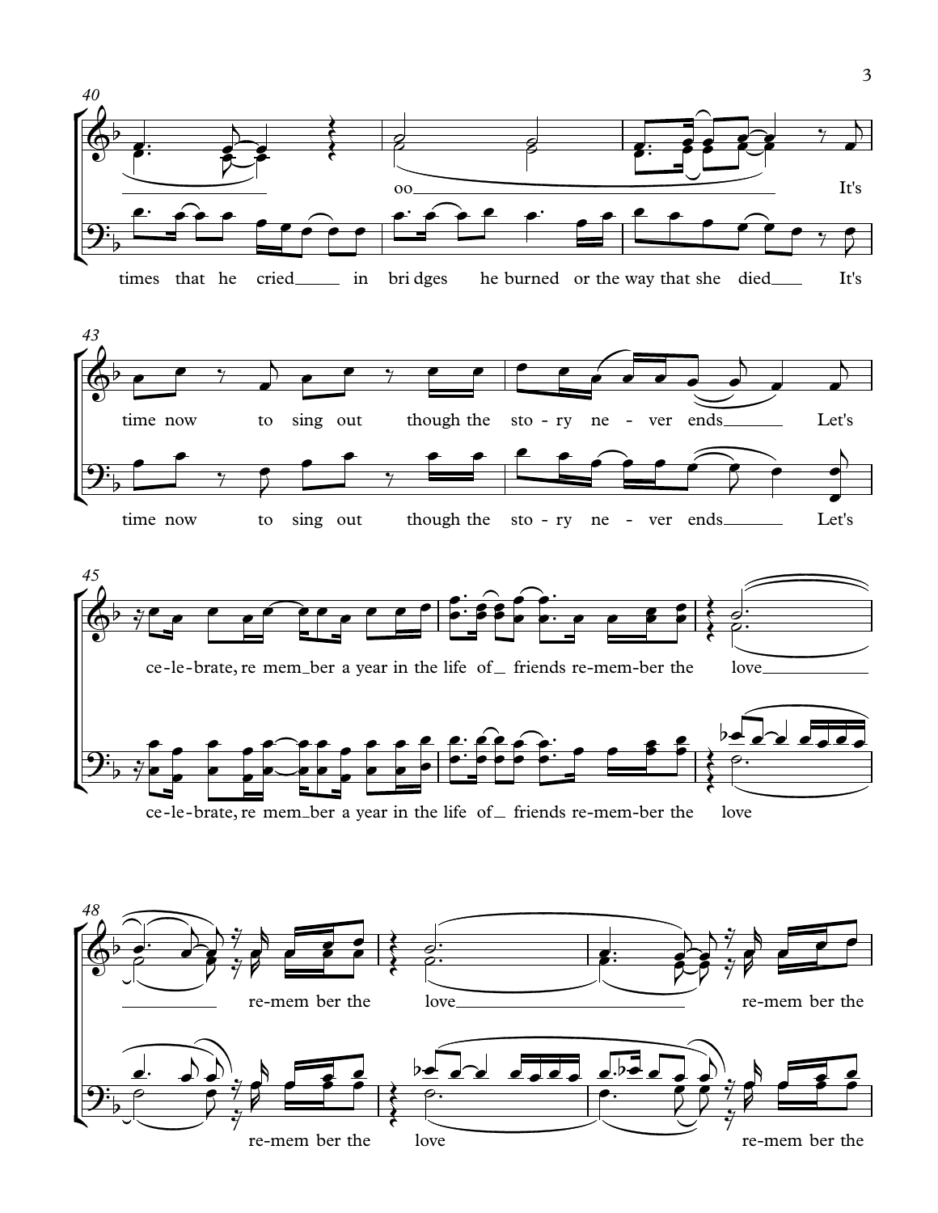40

oo It's

times that he cried in bri dges he burned or the way that she died It's

43

time now to sing out though the sto - ry ne - ver ends Let's

time now to sing out though the sto - ry ne - ver ends Let's

45

ce - le - brate, re mem ber a year in the life of friends re - mem - ber the love

ce - le - brate, re mem ber a year in the life of friends re - mem - ber the love

48

re - mem ber the love re - mem ber the

re - mem ber the love re - mem ber the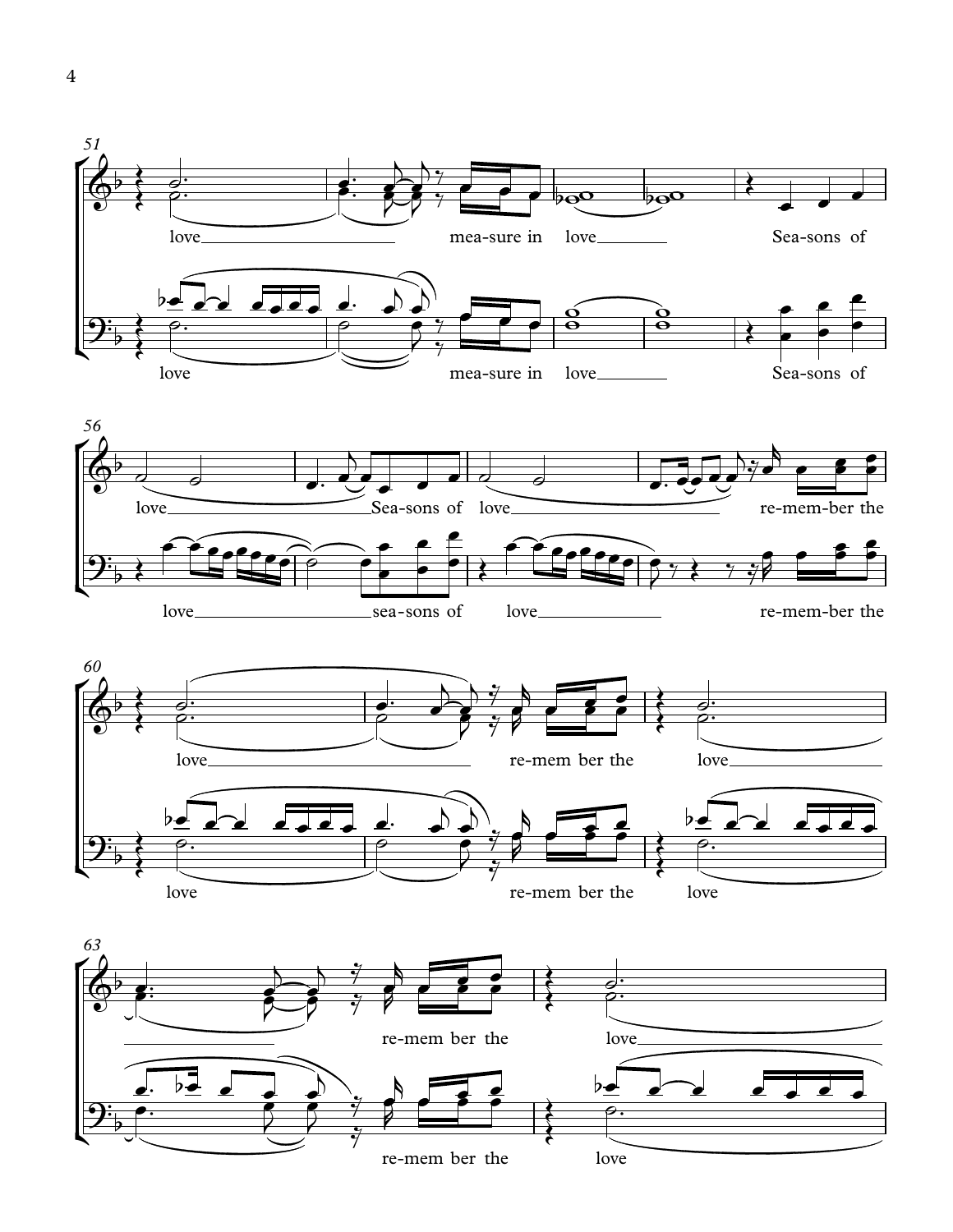51

love mea-sure in love Sea-sons of

love mea-sure in love Sea-sons of

56

love Sea-sons of love re-mem-ber the

love sea-sons of love re-mem-ber the

60

love re-mem ber the love

love re-mem ber the love

63

re-mem ber the love

re-mem ber the love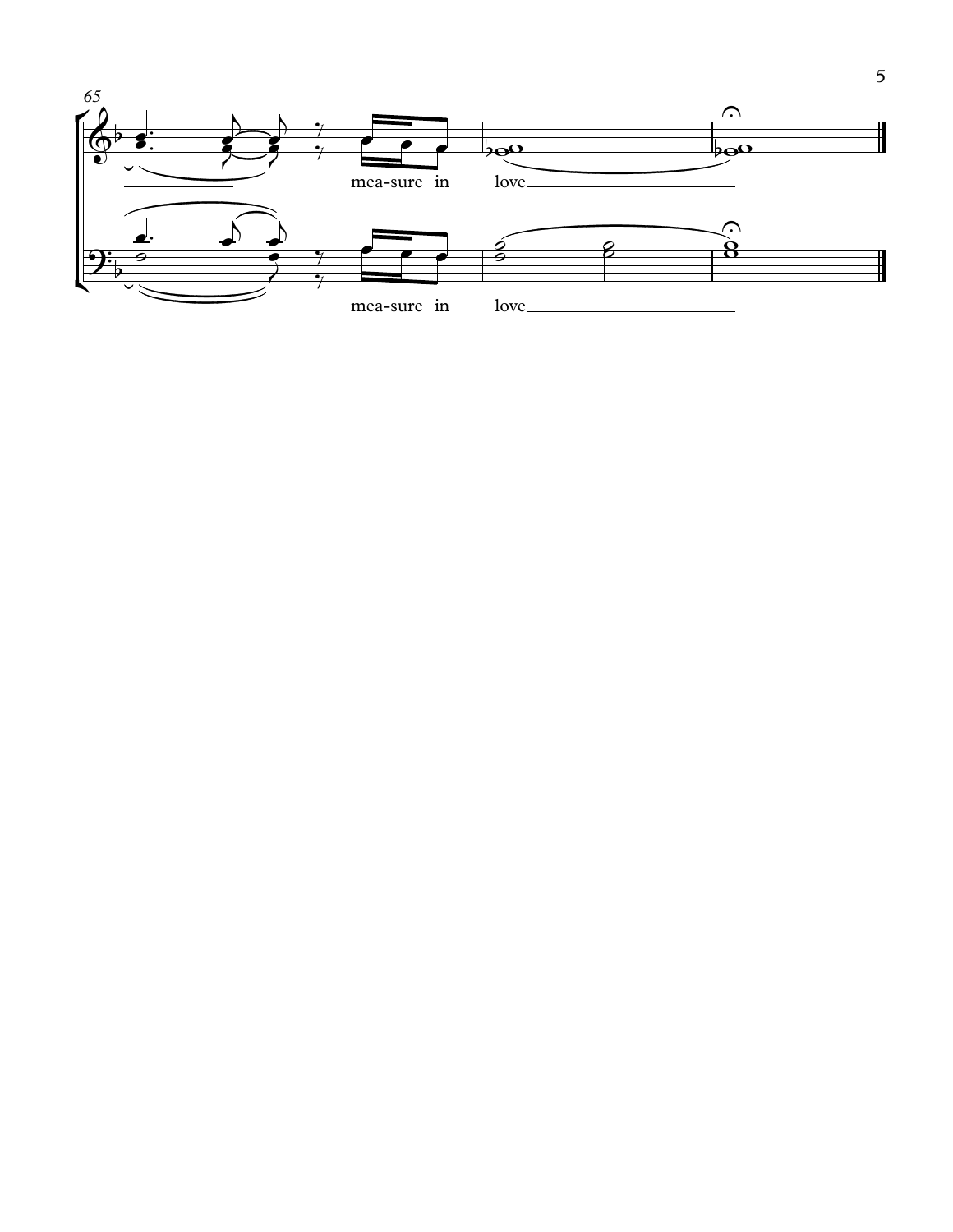65

mea-sure in love

mea-sure in love